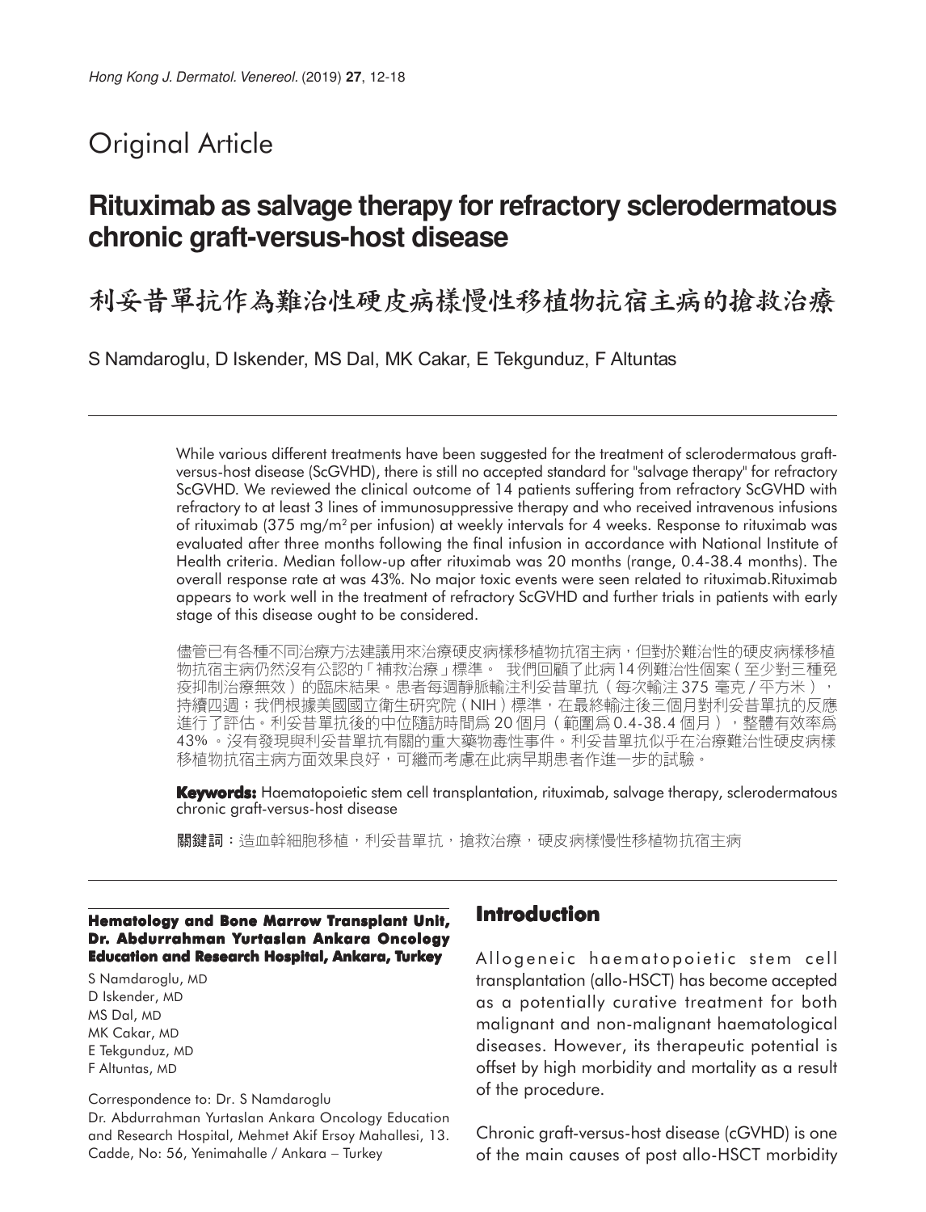Original Article

# Rituximab as salvage therapy for refractory sclerodermatous chronic graft-versus-host disease

# 利妥昔單抗作為難治性硬皮病樣慢性移植物抗宿主病的搶救治療

S Namdaroglu, D Iskender, MS Dal, MK Cakar, E Tekgunduz, F Altuntas

While various different treatments have been suggested for the treatment of sclerodermatous graft-versus-host disease (ScGVHD), there is still no accepted standard for "salvage therapy" for refractory ScGVHD. We reviewed the clinical outcome of 14 patients suffering from refractory ScGVHD with refractory to at least 3 lines of immunosuppressive therapy and who received intravenous infusions of rituximab (375 mg/m$^2$ per infusion) at weekly intervals for 4 weeks. Response to rituximab was evaluated after three months following the final infusion in accordance with National Institute of Health criteria. Median follow-up after rituximab was 20 months (range, 0.4-38.4 months). The overall response rate at was 43%. No major toxic events were seen related to rituximab.Rituximab appears to work well in the treatment of refractory ScGVHD and further trials in patients with early stage of this disease ought to be considered.

儘管已有各種不同治療方法建議用來治療硬皮病樣移植物抗宿主病，但對於難治性的硬皮病樣移植物抗宿主病仍然沒有公認的「補救治療」標準。 我們回顧了此病14例難治性個案（至少對三種免疫抑制治療無效）的臨床結果。患者每週靜脈輸注利妥昔單抗（每次輸注 375 毫克 / 平方米），持續四週；我們根據美國國立衛生研究院（NIH）標準，在最終輸注後三個月對利妥昔單抗的反應進行了評估。利妥昔單抗後的中位隨訪時間為 20 個月（範圍為 0.4-38.4 個月），整體有效率為 43% 。沒有發現與利妥昔單抗有關的重大藥物毒性事件。利妥昔單抗似乎在治療難治性硬皮病樣移植物抗宿主病方面效果良好，可繼而考慮在此病早期患者作進一步的試驗。

**Keywords:** Haematopoietic stem cell transplantation, rituximab, salvage therapy, sclerodermatous chronic graft-versus-host disease

**關鍵詞**：造血幹細胞移植，利妥昔單抗，搶救治療，硬皮病樣慢性移植物抗宿主病

**Hematology and Bone Marrow Transplant Unit, Dr. Abdurrahman Yurtaslan Ankara Oncology Education and Research Hospital, Ankara, Turkey**

S Namdaroglu, MD
D Iskender, MD
MS Dal, MD
MK Cakar, MD
E Tekgunduz, MD
F Altuntas, MD

Correspondence to: Dr. S Namdaroglu
Dr. Abdurrahman Yurtaslan Ankara Oncology Education and Research Hospital, Mehmet Akif Ersoy Mahallesi, 13. Cadde, No: 56, Yenimahalle / Ankara – Turkey

## Introduction

Allogeneic haematopoietic stem cell transplantation (allo-HSCT) has become accepted as a potentially curative treatment for both malignant and non-malignant haematological diseases. However, its therapeutic potential is offset by high morbidity and mortality as a result of the procedure.

Chronic graft-versus-host disease (cGVHD) is one of the main causes of post allo-HSCT morbidity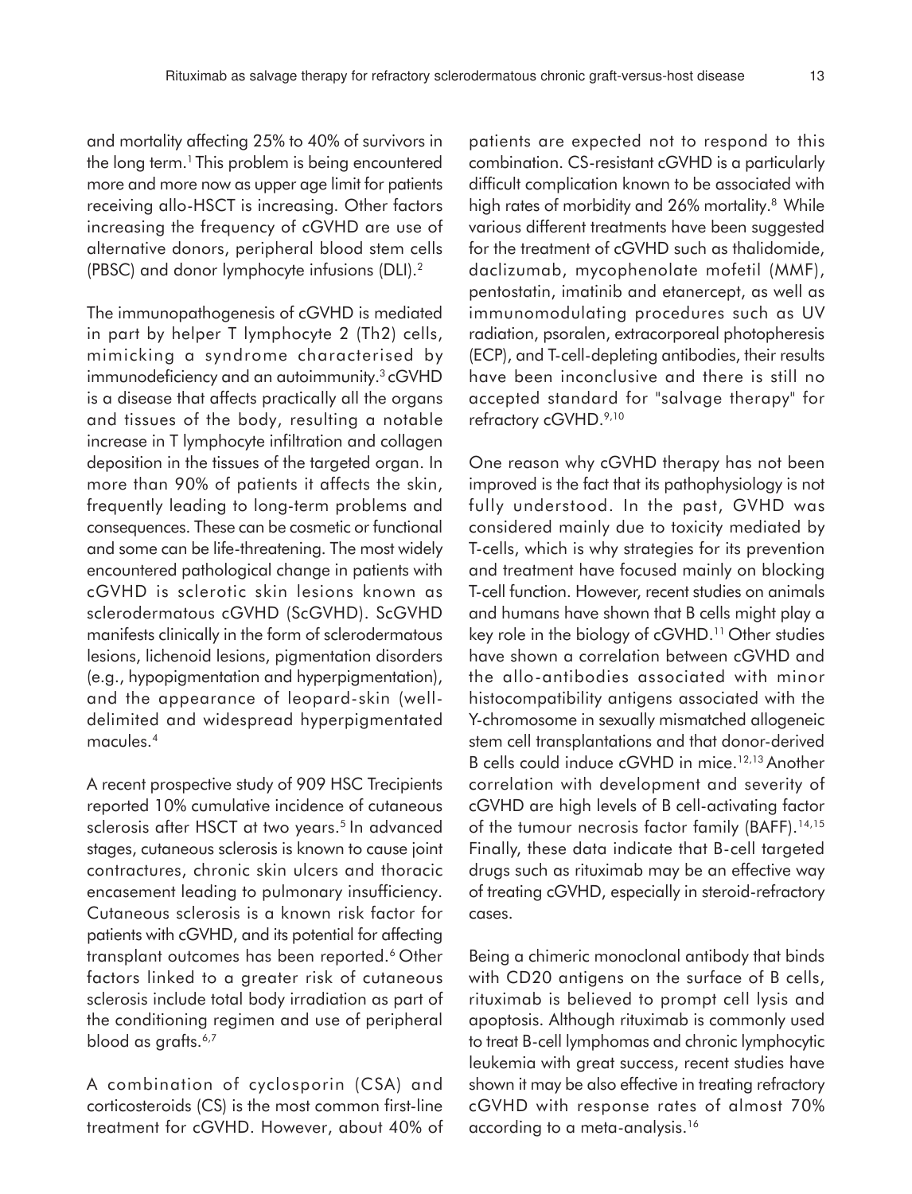and mortality affecting 25% to 40% of survivors in the long term.[1] This problem is being encountered more and more now as upper age limit for patients receiving allo-HSCT is increasing. Other factors increasing the frequency of cGVHD are use of alternative donors, peripheral blood stem cells (PBSC) and donor lymphocyte infusions (DLI).[2]

The immunopathogenesis of cGVHD is mediated in part by helper T lymphocyte 2 (Th2) cells, mimicking a syndrome characterised by immunodeficiency and an autoimmunity.[3] cGVHD is a disease that affects practically all the organs and tissues of the body, resulting a notable increase in T lymphocyte infiltration and collagen deposition in the tissues of the targeted organ. In more than 90% of patients it affects the skin, frequently leading to long-term problems and consequences. These can be cosmetic or functional and some can be life-threatening. The most widely encountered pathological change in patients with cGVHD is sclerotic skin lesions known as sclerodermatous cGVHD (ScGVHD). ScGVHD manifests clinically in the form of sclerodermatous lesions, lichenoid lesions, pigmentation disorders (e.g., hypopigmentation and hyperpigmentation), and the appearance of leopard-skin (well-delimited and widespread hyperpigmentated macules.[4]

A recent prospective study of 909 HSC Trecipients reported 10% cumulative incidence of cutaneous sclerosis after HSCT at two years.[5] In advanced stages, cutaneous sclerosis is known to cause joint contractures, chronic skin ulcers and thoracic encasement leading to pulmonary insufficiency. Cutaneous sclerosis is a known risk factor for patients with cGVHD, and its potential for affecting transplant outcomes has been reported.[6] Other factors linked to a greater risk of cutaneous sclerosis include total body irradiation as part of the conditioning regimen and use of peripheral blood as grafts.[6,7]

A combination of cyclosporin (CSA) and corticosteroids (CS) is the most common first-line treatment for cGVHD. However, about 40% of patients are expected not to respond to this combination. CS-resistant cGVHD is a particularly difficult complication known to be associated with high rates of morbidity and 26% mortality.[8] While various different treatments have been suggested for the treatment of cGVHD such as thalidomide, daclizumab, mycophenolate mofetil (MMF), pentostatin, imatinib and etanercept, as well as immunomodulating procedures such as UV radiation, psoralen, extracorporeal photopheresis (ECP), and T-cell-depleting antibodies, their results have been inconclusive and there is still no accepted standard for "salvage therapy" for refractory cGVHD.[9,10]

One reason why cGVHD therapy has not been improved is the fact that its pathophysiology is not fully understood. In the past, GVHD was considered mainly due to toxicity mediated by T-cells, which is why strategies for its prevention and treatment have focused mainly on blocking T-cell function. However, recent studies on animals and humans have shown that B cells might play a key role in the biology of cGVHD.[11] Other studies have shown a correlation between cGVHD and the allo-antibodies associated with minor histocompatibility antigens associated with the Y-chromosome in sexually mismatched allogeneic stem cell transplantations and that donor-derived B cells could induce cGVHD in mice.[12,13] Another correlation with development and severity of cGVHD are high levels of B cell-activating factor of the tumour necrosis factor family (BAFF).[14,15] Finally, these data indicate that B-cell targeted drugs such as rituximab may be an effective way of treating cGVHD, especially in steroid-refractory cases.

Being a chimeric monoclonal antibody that binds with CD20 antigens on the surface of B cells, rituximab is believed to prompt cell lysis and apoptosis. Although rituximab is commonly used to treat B-cell lymphomas and chronic lymphocytic leukemia with great success, recent studies have shown it may be also effective in treating refractory cGVHD with response rates of almost 70% according to a meta-analysis.[16]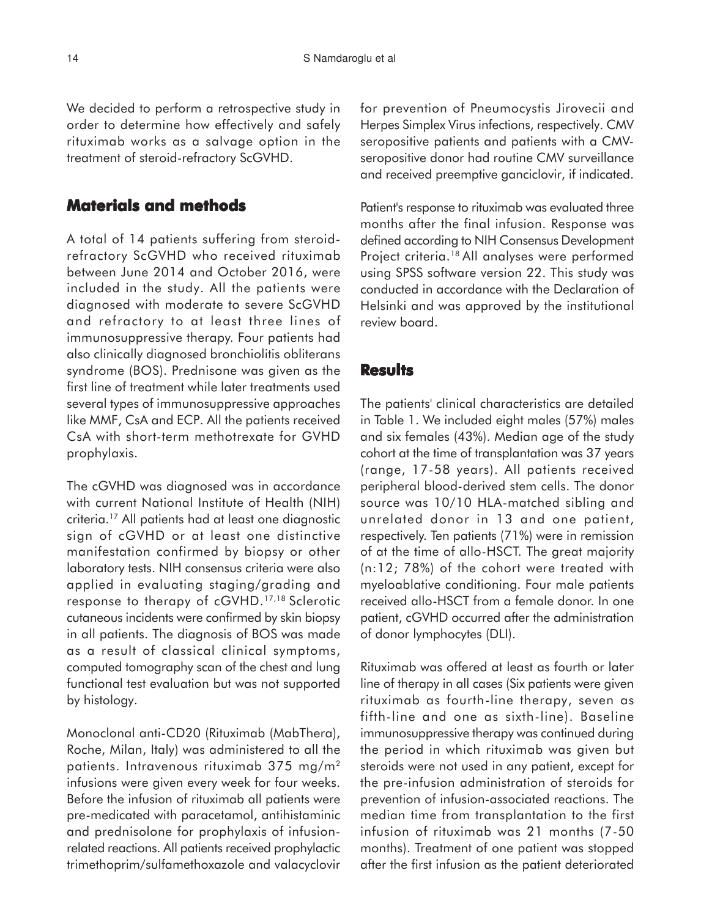We decided to perform a retrospective study in order to determine how effectively and safely rituximab works as a salvage option in the treatment of steroid-refractory ScGVHD.

## Materials and methods

A total of 14 patients suffering from steroid-refractory ScGVHD who received rituximab between June 2014 and October 2016, were included in the study. All the patients were diagnosed with moderate to severe ScGVHD and refractory to at least three lines of immunosuppressive therapy. Four patients had also clinically diagnosed bronchiolitis obliterans syndrome (BOS). Prednisone was given as the first line of treatment while later treatments used several types of immunosuppressive approaches like MMF, CsA and ECP. All the patients received CsA with short-term methotrexate for GVHD prophylaxis.

The cGVHD was diagnosed was in accordance with current National Institute of Health (NIH) criteria.[17] All patients had at least one diagnostic sign of cGVHD or at least one distinctive manifestation confirmed by biopsy or other laboratory tests. NIH consensus criteria were also applied in evaluating staging/grading and response to therapy of cGVHD.[17,18] Sclerotic cutaneous incidents were confirmed by skin biopsy in all patients. The diagnosis of BOS was made as a result of classical clinical symptoms, computed tomography scan of the chest and lung functional test evaluation but was not supported by histology.

Monoclonal anti-CD20 (Rituximab (MabThera), Roche, Milan, Italy) was administered to all the patients. Intravenous rituximab 375 mg/m$^2$ infusions were given every week for four weeks. Before the infusion of rituximab all patients were pre-medicated with paracetamol, antihistaminic and prednisolone for prophylaxis of infusion-related reactions. All patients received prophylactic trimethoprim/sulfamethoxazole and valacyclovir for prevention of Pneumocystis Jirovecii and Herpes Simplex Virus infections, respectively. CMV seropositive patients and patients with a CMV-seropositive donor had routine CMV surveillance and received preemptive ganciclovir, if indicated.

Patient's response to rituximab was evaluated three months after the final infusion. Response was defined according to NIH Consensus Development Project criteria.[18] All analyses were performed using SPSS software version 22. This study was conducted in accordance with the Declaration of Helsinki and was approved by the institutional review board.

## Results

The patients' clinical characteristics are detailed in Table 1. We included eight males (57%) males and six females (43%). Median age of the study cohort at the time of transplantation was 37 years (range, 17-58 years). All patients received peripheral blood-derived stem cells. The donor source was 10/10 HLA-matched sibling and unrelated donor in 13 and one patient, respectively. Ten patients (71%) were in remission of at the time of allo-HSCT. The great majority (n:12; 78%) of the cohort were treated with myeloablative conditioning. Four male patients received allo-HSCT from a female donor. In one patient, cGVHD occurred after the administration of donor lymphocytes (DLI).

Rituximab was offered at least as fourth or later line of therapy in all cases (Six patients were given rituximab as fourth-line therapy, seven as fifth-line and one as sixth-line). Baseline immunosuppressive therapy was continued during the period in which rituximab was given but steroids were not used in any patient, except for the pre-infusion administration of steroids for prevention of infusion-associated reactions. The median time from transplantation to the first infusion of rituximab was 21 months (7-50 months). Treatment of one patient was stopped after the first infusion as the patient deteriorated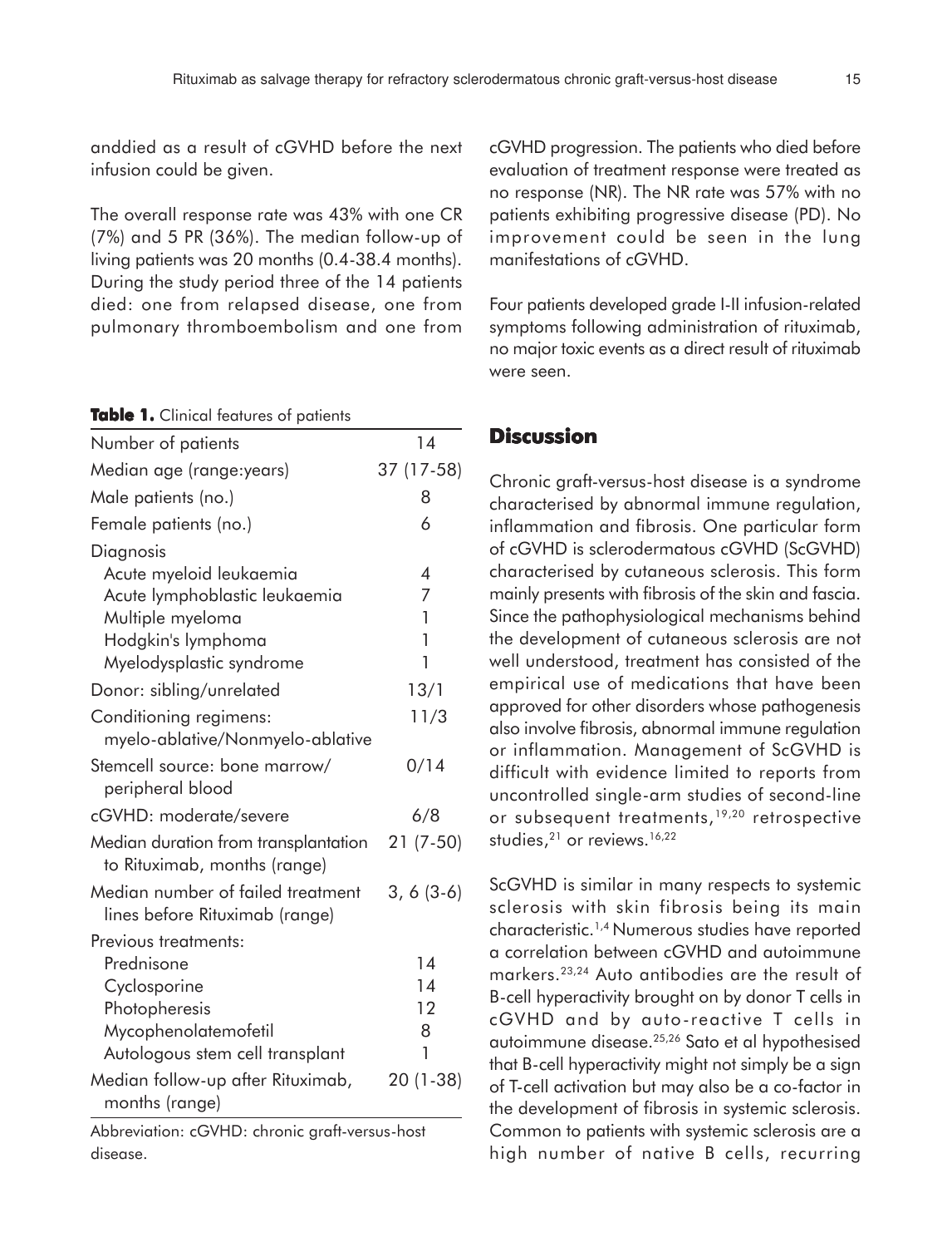anddied as a result of cGVHD before the next infusion could be given.

The overall response rate was 43% with one CR (7%) and 5 PR (36%). The median follow-up of living patients was 20 months (0.4-38.4 months). During the study period three of the 14 patients died: one from relapsed disease, one from pulmonary thromboembolism and one from cGVHD progression. The patients who died before evaluation of treatment response were treated as no response (NR). The NR rate was 57% with no patients exhibiting progressive disease (PD). No improvement could be seen in the lung manifestations of cGVHD.

Four patients developed grade I-II infusion-related symptoms following administration of rituximab, no major toxic events as a direct result of rituximab were seen.

**Table 1.** Clinical features of patients

| | |
|---|---|
| Number of patients | 14 |
| Median age (range:years) | 37 (17-58) |
| Male patients (no.) | 8 |
| Female patients (no.) | 6 |
| Diagnosis | |
| Acute myeloid leukaemia | 4 |
| Acute lymphoblastic leukaemia | 7 |
| Multiple myeloma | 1 |
| Hodgkin's lymphoma | 1 |
| Myelodysplastic syndrome | 1 |
| Donor: sibling/unrelated | 13/1 |
| Conditioning regimens: myelo-ablative/Nonmyelo-ablative | 11/3 |
| Stemcell source: bone marrow/ peripheral blood | 0/14 |
| cGVHD: moderate/severe | 6/8 |
| Median duration from transplantation to Rituximab, months (range) | 21 (7-50) |
| Median number of failed treatment lines before Rituximab (range) | 3, 6 (3-6) |
| Previous treatments: | |
| Prednisone | 14 |
| Cyclosporine | 14 |
| Photopheresis | 12 |
| Mycophenolatemofetil | 8 |
| Autologous stem cell transplant | 1 |
| Median follow-up after Rituximab, months (range) | 20 (1-38) |

Abbreviation: cGVHD: chronic graft-versus-host disease.

## Discussion

Chronic graft-versus-host disease is a syndrome characterised by abnormal immune regulation, inflammation and fibrosis. One particular form of cGVHD is sclerodermatous cGVHD (ScGVHD) characterised by cutaneous sclerosis. This form mainly presents with fibrosis of the skin and fascia. Since the pathophysiological mechanisms behind the development of cutaneous sclerosis are not well understood, treatment has consisted of the empirical use of medications that have been approved for other disorders whose pathogenesis also involve fibrosis, abnormal immune regulation or inflammation. Management of ScGVHD is difficult with evidence limited to reports from uncontrolled single-arm studies of second-line or subsequent treatments,[19,20] retrospective studies,[21] or reviews.[16,22]

ScGVHD is similar in many respects to systemic sclerosis with skin fibrosis being its main characteristic.[1,4] Numerous studies have reported a correlation between cGVHD and autoimmune markers.[23,24] Auto antibodies are the result of B-cell hyperactivity brought on by donor T cells in cGVHD and by auto-reactive T cells in autoimmune disease.[25,26] Sato et al hypothesised that B-cell hyperactivity might not simply be a sign of T-cell activation but may also be a co-factor in the development of fibrosis in systemic sclerosis. Common to patients with systemic sclerosis are a high number of native B cells, recurring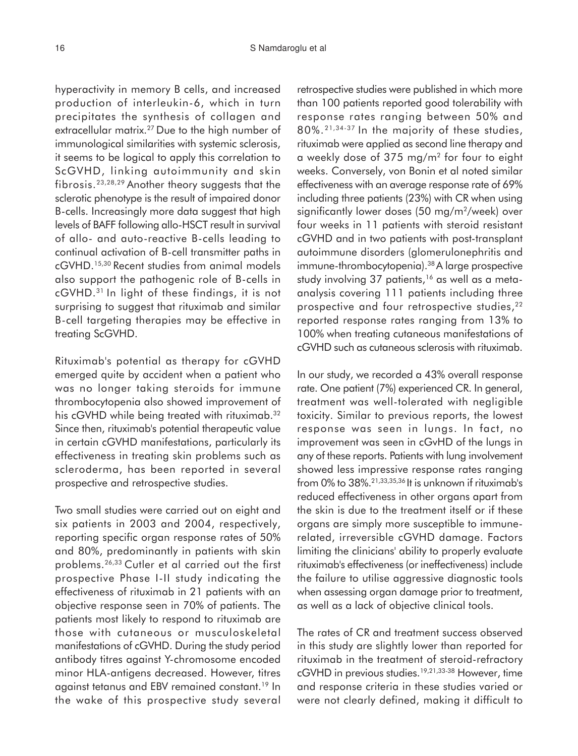hyperactivity in memory B cells, and increased production of interleukin-6, which in turn precipitates the synthesis of collagen and extracellular matrix.[27] Due to the high number of immunological similarities with systemic sclerosis, it seems to be logical to apply this correlation to ScGVHD, linking autoimmunity and skin fibrosis.[23,28,29] Another theory suggests that the sclerotic phenotype is the result of impaired donor B-cells. Increasingly more data suggest that high levels of BAFF following allo-HSCT result in survival of allo- and auto-reactive B-cells leading to continual activation of B-cell transmitter paths in cGVHD.[15,30] Recent studies from animal models also support the pathogenic role of B-cells in cGVHD.[31] In light of these findings, it is not surprising to suggest that rituximab and similar B-cell targeting therapies may be effective in treating ScGVHD.

Rituximab's potential as therapy for cGVHD emerged quite by accident when a patient who was no longer taking steroids for immune thrombocytopenia also showed improvement of his cGVHD while being treated with rituximab.[32] Since then, rituximab's potential therapeutic value in certain cGVHD manifestations, particularly its effectiveness in treating skin problems such as scleroderma, has been reported in several prospective and retrospective studies.

Two small studies were carried out on eight and six patients in 2003 and 2004, respectively, reporting specific organ response rates of 50% and 80%, predominantly in patients with skin problems.[26,33] Cutler et al carried out the first prospective Phase I-II study indicating the effectiveness of rituximab in 21 patients with an objective response seen in 70% of patients. The patients most likely to respond to rituximab are those with cutaneous or musculoskeletal manifestations of cGVHD. During the study period antibody titres against Y-chromosome encoded minor HLA-antigens decreased. However, titres against tetanus and EBV remained constant.[19] In the wake of this prospective study several retrospective studies were published in which more than 100 patients reported good tolerability with response rates ranging between 50% and 80%.[21,34-37] In the majority of these studies, rituximab were applied as second line therapy and a weekly dose of 375 mg/m$^2$ for four to eight weeks. Conversely, von Bonin et al noted similar effectiveness with an average response rate of 69% including three patients (23%) with CR when using significantly lower doses (50 mg/m$^2$/week) over four weeks in 11 patients with steroid resistant cGVHD and in two patients with post-transplant autoimmune disorders (glomerulonephritis and immune-thrombocytopenia).[38] A large prospective study involving 37 patients,[16] as well as a meta-analysis covering 111 patients including three prospective and four retrospective studies,[22] reported response rates ranging from 13% to 100% when treating cutaneous manifestations of cGVHD such as cutaneous sclerosis with rituximab.

In our study, we recorded a 43% overall response rate. One patient (7%) experienced CR. In general, treatment was well-tolerated with negligible toxicity. Similar to previous reports, the lowest response was seen in lungs. In fact, no improvement was seen in cGvHD of the lungs in any of these reports. Patients with lung involvement showed less impressive response rates ranging from 0% to 38%.[21,33,35,36] It is unknown if rituximab's reduced effectiveness in other organs apart from the skin is due to the treatment itself or if these organs are simply more susceptible to immune-related, irreversible cGVHD damage. Factors limiting the clinicians' ability to properly evaluate rituximab's effectiveness (or ineffectiveness) include the failure to utilise aggressive diagnostic tools when assessing organ damage prior to treatment, as well as a lack of objective clinical tools.

The rates of CR and treatment success observed in this study are slightly lower than reported for rituximab in the treatment of steroid-refractory cGVHD in previous studies.[19,21,33-38] However, time and response criteria in these studies varied or were not clearly defined, making it difficult to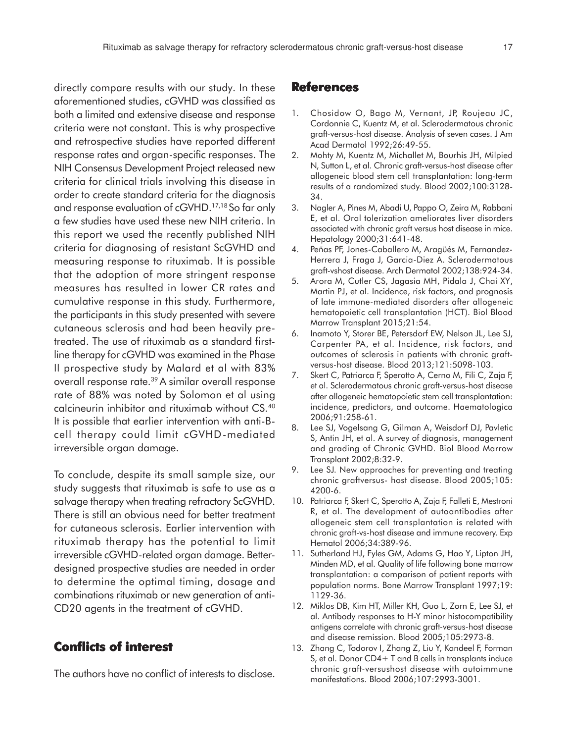directly compare results with our study. In these aforementioned studies, cGVHD was classified as both a limited and extensive disease and response criteria were not constant. This is why prospective and retrospective studies have reported different response rates and organ-specific responses. The NIH Consensus Development Project released new criteria for clinical trials involving this disease in order to create standard criteria for the diagnosis and response evaluation of cGVHD.[17,18] So far only a few studies have used these new NIH criteria. In this report we used the recently published NIH criteria for diagnosing of resistant ScGVHD and measuring response to rituximab. It is possible that the adoption of more stringent response measures has resulted in lower CR rates and cumulative response in this study. Furthermore, the participants in this study presented with severe cutaneous sclerosis and had been heavily pre-treated. The use of rituximab as a standard first-line therapy for cGVHD was examined in the Phase II prospective study by Malard et al with 83% overall response rate.[39] A similar overall response rate of 88% was noted by Solomon et al using calcineurin inhibitor and rituximab without CS.[40] It is possible that earlier intervention with anti-B-cell therapy could limit cGVHD-mediated irreversible organ damage.

To conclude, despite its small sample size, our study suggests that rituximab is safe to use as a salvage therapy when treating refractory ScGVHD. There is still an obvious need for better treatment for cutaneous sclerosis. Earlier intervention with rituximab therapy has the potential to limit irreversible cGVHD-related organ damage. Better-designed prospective studies are needed in order to determine the optimal timing, dosage and combinations rituximab or new generation of anti-CD20 agents in the treatment of cGVHD.

## Conflicts of interest

The authors have no conflict of interests to disclose.

## References

1. Chosidow O, Bago M, Vernant, JP, Roujeau JC, Cordonnie C, Kuentz M, et al. Sclerodermatous chronic graft-versus-host disease. Analysis of seven cases. J Am Acad Dermatol 1992;26:49-55.
2. Mohty M, Kuentz M, Michallet M, Bourhis JH, Milpied N, Sutton L, et al. Chronic graft-versus-host disease after allogeneic blood stem cell transplantation: long-term results of a randomized study. Blood 2002;100:3128-34.
3. Nagler A, Pines M, Abadi U, Pappo O, Zeira M, Rabbani E, et al. Oral tolerization ameliorates liver disorders associated with chronic graft versus host disease in mice. Hepatology 2000;31:641-48.
4. Peñas PF, Jones-Caballero M, Aragüés M, Fernandez-Herrera J, Fraga J, Garcia-Diez A. Sclerodermatous graft-vshost disease. Arch Dermatol 2002;138:924-34.
5. Arora M, Cutler CS, Jagasia MH, Pidala J, Chai XY, Martin PJ, et al. Incidence, risk factors, and prognosis of late immune-mediated disorders after allogeneic hematopoietic cell transplantation (HCT). Biol Blood Marrow Transplant 2015;21:54.
6. Inamoto Y, Storer BE, Petersdorf EW, Nelson JL, Lee SJ, Carpenter PA, et al. Incidence, risk factors, and outcomes of sclerosis in patients with chronic graft-versus-host disease. Blood 2013;121:5098-103.
7. Skert C, Patriarca F, Sperotto A, Cerno M, Fili C, Zaja F, et al. Sclerodermatous chronic graft-versus-host disease after allogeneic hematopoietic stem cell transplantation: incidence, predictors, and outcome. Haematologica 2006;91:258-61.
8. Lee SJ, Vogelsang G, Gilman A, Weisdorf DJ, Pavletic S, Antin JH, et al. A survey of diagnosis, management and grading of Chronic GVHD. Biol Blood Marrow Transplant 2002;8:32-9.
9. Lee SJ. New approaches for preventing and treating chronic graftversus- host disease. Blood 2005;105: 4200-6.
10. Patriarca F, Skert C, Sperotto A, Zaja F, Falleti E, Mestroni R, et al. The development of autoantibodies after allogeneic stem cell transplantation is related with chronic graft-vs-host disease and immune recovery. Exp Hematol 2006;34:389-96.
11. Sutherland HJ, Fyles GM, Adams G, Hao Y, Lipton JH, Minden MD, et al. Quality of life following bone marrow transplantation: a comparison of patient reports with population norms. Bone Marrow Transplant 1997;19: 1129-36.
12. Miklos DB, Kim HT, Miller KH, Guo L, Zorn E, Lee SJ, et al. Antibody responses to H-Y minor histocompatibility antigens correlate with chronic graft-versus-host disease and disease remission. Blood 2005;105:2973-8.
13. Zhang C, Todorov I, Zhang Z, Liu Y, Kandeel F, Forman S, et al. Donor CD4+ T and B cells in transplants induce chronic graft-versushost disease with autoimmune manifestations. Blood 2006;107:2993-3001.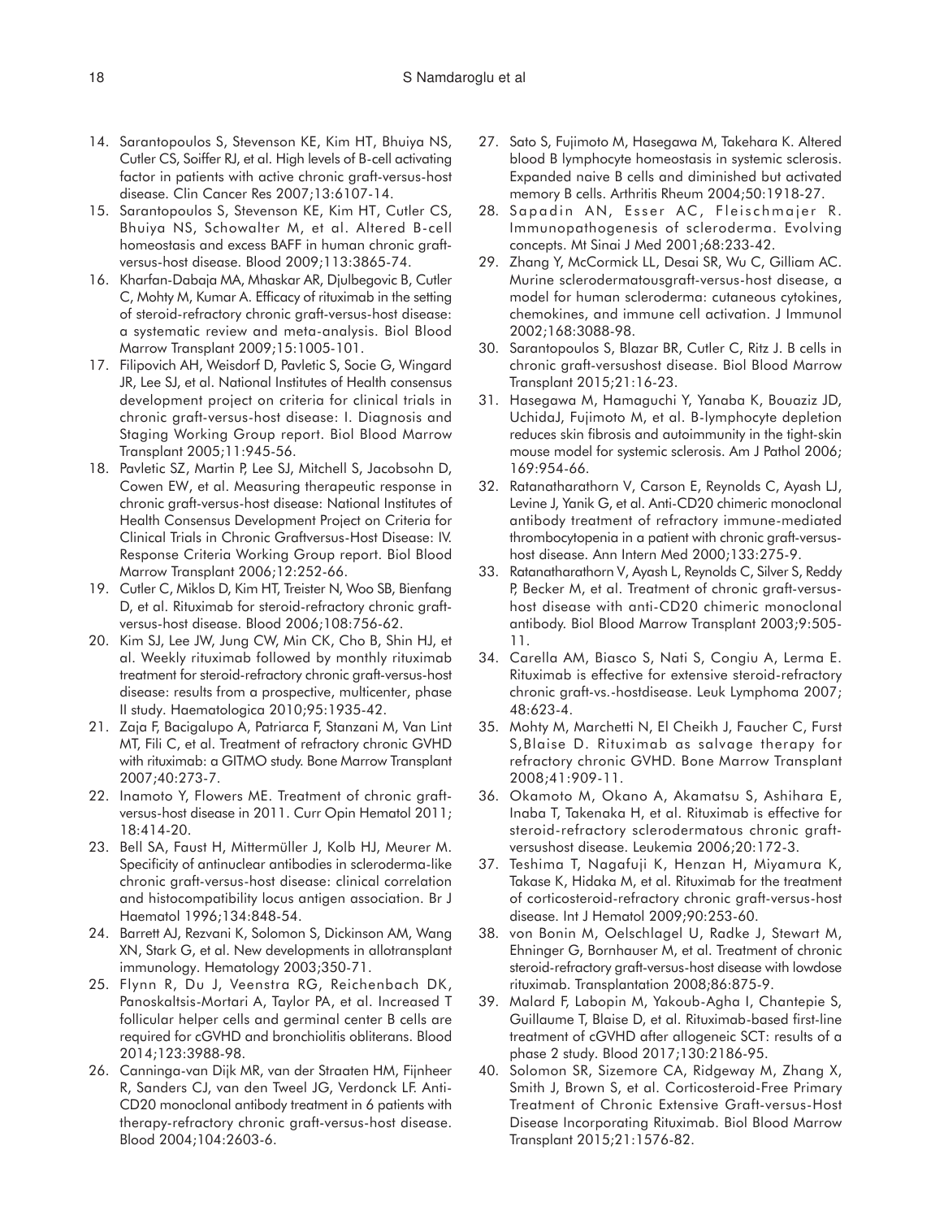14. Sarantopoulos S, Stevenson KE, Kim HT, Bhuiya NS, Cutler CS, Soiffer RJ, et al. High levels of B-cell activating factor in patients with active chronic graft-versus-host disease. Clin Cancer Res 2007;13:6107-14.
15. Sarantopoulos S, Stevenson KE, Kim HT, Cutler CS, Bhuiya NS, Schowalter M, et al. Altered B-cell homeostasis and excess BAFF in human chronic graft-versus-host disease. Blood 2009;113:3865-74.
16. Kharfan-Dabaja MA, Mhaskar AR, Djulbegovic B, Cutler C, Mohty M, Kumar A. Efficacy of rituximab in the setting of steroid-refractory chronic graft-versus-host disease: a systematic review and meta-analysis. Biol Blood Marrow Transplant 2009;15:1005-101.
17. Filipovich AH, Weisdorf D, Pavletic S, Socie G, Wingard JR, Lee SJ, et al. National Institutes of Health consensus development project on criteria for clinical trials in chronic graft-versus-host disease: I. Diagnosis and Staging Working Group report. Biol Blood Marrow Transplant 2005;11:945-56.
18. Pavletic SZ, Martin P, Lee SJ, Mitchell S, Jacobsohn D, Cowen EW, et al. Measuring therapeutic response in chronic graft-versus-host disease: National Institutes of Health Consensus Development Project on Criteria for Clinical Trials in Chronic Graftversus-Host Disease: IV. Response Criteria Working Group report. Biol Blood Marrow Transplant 2006;12:252-66.
19. Cutler C, Miklos D, Kim HT, Treister N, Woo SB, Bienfang D, et al. Rituximab for steroid-refractory chronic graft-versus-host disease. Blood 2006;108:756-62.
20. Kim SJ, Lee JW, Jung CW, Min CK, Cho B, Shin HJ, et al. Weekly rituximab followed by monthly rituximab treatment for steroid-refractory chronic graft-versus-host disease: results from a prospective, multicenter, phase II study. Haematologica 2010;95:1935-42.
21. Zaja F, Bacigalupo A, Patriarca F, Stanzani M, Van Lint MT, Fili C, et al. Treatment of refractory chronic GVHD with rituximab: a GITMO study. Bone Marrow Transplant 2007;40:273-7.
22. Inamoto Y, Flowers ME. Treatment of chronic graft-versus-host disease in 2011. Curr Opin Hematol 2011; 18:414-20.
23. Bell SA, Faust H, Mittermüller J, Kolb HJ, Meurer M. Specificity of antinuclear antibodies in scleroderma-like chronic graft-versus-host disease: clinical correlation and histocompatibility locus antigen association. Br J Haematol 1996;134:848-54.
24. Barrett AJ, Rezvani K, Solomon S, Dickinson AM, Wang XN, Stark G, et al. New developments in allotransplant immunology. Hematology 2003;350-71.
25. Flynn R, Du J, Veenstra RG, Reichenbach DK, Panoskaltsis-Mortari A, Taylor PA, et al. Increased T follicular helper cells and germinal center B cells are required for cGVHD and bronchiolitis obliterans. Blood 2014;123:3988-98.
26. Canninga-van Dijk MR, van der Straaten HM, Fijnheer R, Sanders CJ, van den Tweel JG, Verdonck LF. Anti-CD20 monoclonal antibody treatment in 6 patients with therapy-refractory chronic graft-versus-host disease. Blood 2004;104:2603-6.
27. Sato S, Fujimoto M, Hasegawa M, Takehara K. Altered blood B lymphocyte homeostasis in systemic sclerosis. Expanded naive B cells and diminished but activated memory B cells. Arthritis Rheum 2004;50:1918-27.
28. Sapadin AN, Esser AC, Fleischmajer R. Immunopathogenesis of scleroderma. Evolving concepts. Mt Sinai J Med 2001;68:233-42.
29. Zhang Y, McCormick LL, Desai SR, Wu C, Gilliam AC. Murine sclerodermatousgraft-versus-host disease, a model for human scleroderma: cutaneous cytokines, chemokines, and immune cell activation. J Immunol 2002;168:3088-98.
30. Sarantopoulos S, Blazar BR, Cutler C, Ritz J. B cells in chronic graft-versushost disease. Biol Blood Marrow Transplant 2015;21:16-23.
31. Hasegawa M, Hamaguchi Y, Yanaba K, Bouaziz JD, UchidaJ, Fujimoto M, et al. B-lymphocyte depletion reduces skin fibrosis and autoimmunity in the tight-skin mouse model for systemic sclerosis. Am J Pathol 2006; 169:954-66.
32. Ratanatharathorn V, Carson E, Reynolds C, Ayash LJ, Levine J, Yanik G, et al. Anti-CD20 chimeric monoclonal antibody treatment of refractory immune-mediated thrombocytopenia in a patient with chronic graft-versus-host disease. Ann Intern Med 2000;133:275-9.
33. Ratanatharathorn V, Ayash L, Reynolds C, Silver S, Reddy P, Becker M, et al. Treatment of chronic graft-versus-host disease with anti-CD20 chimeric monoclonal antibody. Biol Blood Marrow Transplant 2003;9:505-11.
34. Carella AM, Biasco S, Nati S, Congiu A, Lerma E. Rituximab is effective for extensive steroid-refractory chronic graft-vs.-hostdisease. Leuk Lymphoma 2007; 48:623-4.
35. Mohty M, Marchetti N, El Cheikh J, Faucher C, Furst S, Blaise D. Rituximab as salvage therapy for refractory chronic GVHD. Bone Marrow Transplant 2008;41:909-11.
36. Okamoto M, Okano A, Akamatsu S, Ashihara E, Inaba T, Takenaka H, et al. Rituximab is effective for steroid-refractory sclerodermatous chronic graft-versushost disease. Leukemia 2006;20:172-3.
37. Teshima T, Nagafuji K, Henzan H, Miyamura K, Takase K, Hidaka M, et al. Rituximab for the treatment of corticosteroid-refractory chronic graft-versus-host disease. Int J Hematol 2009;90:253-60.
38. von Bonin M, Oelschlagel U, Radke J, Stewart M, Ehninger G, Bornhauser M, et al. Treatment of chronic steroid-refractory graft-versus-host disease with lowdose rituximab. Transplantation 2008;86:875-9.
39. Malard F, Labopin M, Yakoub-Agha I, Chantepie S, Guillaume T, Blaise D, et al. Rituximab-based first-line treatment of cGVHD after allogeneic SCT: results of a phase 2 study. Blood 2017;130:2186-95.
40. Solomon SR, Sizemore CA, Ridgeway M, Zhang X, Smith J, Brown S, et al. Corticosteroid-Free Primary Treatment of Chronic Extensive Graft-versus-Host Disease Incorporating Rituximab. Biol Blood Marrow Transplant 2015;21:1576-82.